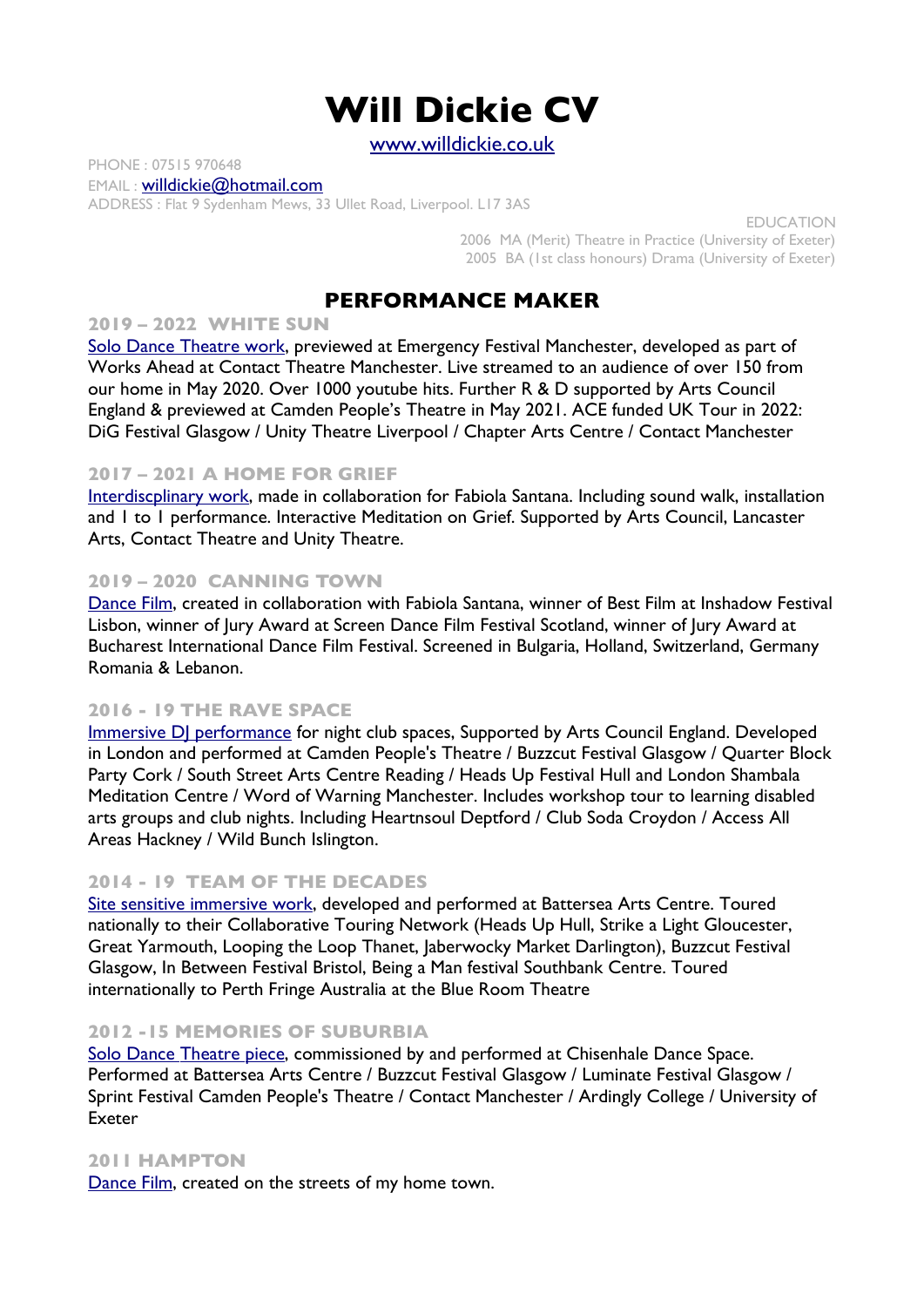# Will Dickie CV

www.willdickie.co.uk

PHONE : 07515 970648
EMAIL : willdickie@hotmail.com
ADDRESS : Flat 9 Sydenham Mews, 33 Ullet Road, Liverpool. L17 3AS

EDUCATION
2006 MA (Merit) Theatre in Practice (University of Exeter)
2005 BA (1st class honours) Drama (University of Exeter)

## PERFORMANCE MAKER

### 2019 – 2022 WHITE SUN

Solo Dance Theatre work, previewed at Emergency Festival Manchester, developed as part of Works Ahead at Contact Theatre Manchester. Live streamed to an audience of over 150 from our home in May 2020. Over 1000 youtube hits. Further R & D supported by Arts Council England & previewed at Camden People's Theatre in May 2021. ACE funded UK Tour in 2022: DiG Festival Glasgow / Unity Theatre Liverpool / Chapter Arts Centre / Contact Manchester

### 2017 – 2021 A HOME FOR GRIEF

Interdiscplinary work, made in collaboration for Fabiola Santana. Including sound walk, installation and 1 to 1 performance. Interactive Meditation on Grief. Supported by Arts Council, Lancaster Arts, Contact Theatre and Unity Theatre.

### 2019 – 2020 CANNING TOWN

Dance Film, created in collaboration with Fabiola Santana, winner of Best Film at Inshadow Festival Lisbon, winner of Jury Award at Screen Dance Film Festival Scotland, winner of Jury Award at Bucharest International Dance Film Festival. Screened in Bulgaria, Holland, Switzerland, Germany Romania & Lebanon.

### 2016 - 19 THE RAVE SPACE

Immersive DJ performance for night club spaces, Supported by Arts Council England. Developed in London and performed at Camden People's Theatre / Buzzcut Festival Glasgow / Quarter Block Party Cork / South Street Arts Centre Reading / Heads Up Festival Hull and London Shambala Meditation Centre / Word of Warning Manchester. Includes workshop tour to learning disabled arts groups and club nights. Including Heartnsoul Deptford / Club Soda Croydon / Access All Areas Hackney / Wild Bunch Islington.

### 2014 - 19 TEAM OF THE DECADES

Site sensitive immersive work, developed and performed at Battersea Arts Centre. Toured nationally to their Collaborative Touring Network (Heads Up Hull, Strike a Light Gloucester, Great Yarmouth, Looping the Loop Thanet, Jaberwocky Market Darlington), Buzzcut Festival Glasgow, In Between Festival Bristol, Being a Man festival Southbank Centre. Toured internationally to Perth Fringe Australia at the Blue Room Theatre

### 2012 -15 MEMORIES OF SUBURBIA

Solo Dance Theatre piece, commissioned by and performed at Chisenhale Dance Space. Performed at Battersea Arts Centre / Buzzcut Festival Glasgow / Luminate Festival Glasgow / Sprint Festival Camden People's Theatre / Contact Manchester / Ardingly College / University of Exeter

### 2011 HAMPTON

Dance Film, created on the streets of my home town.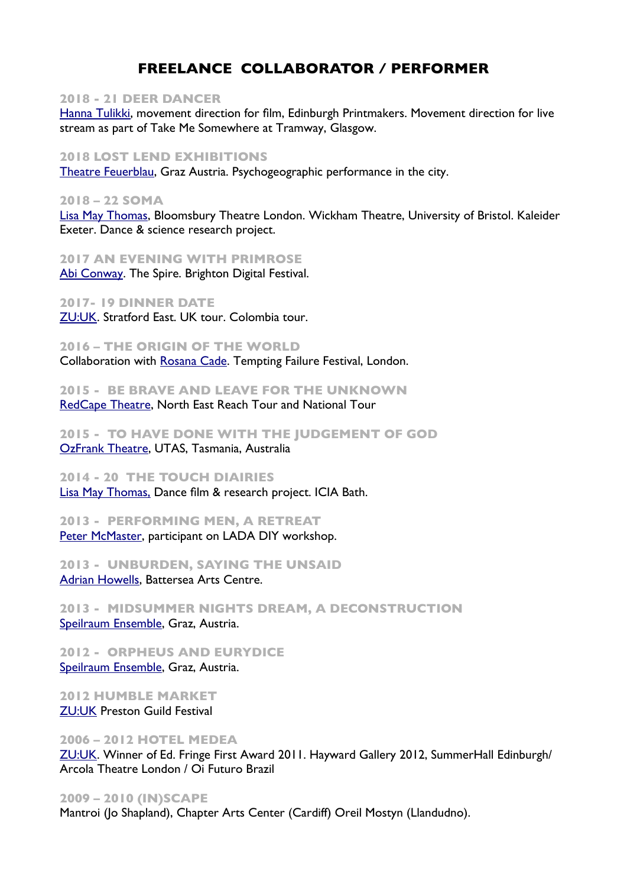# FREELANCE COLLABORATOR / PERFORMER

### 2018 - 21 DEER DANCER
Hanna Tulikki, movement direction for film, Edinburgh Printmakers. Movement direction for live stream as part of Take Me Somewhere at Tramway, Glasgow.

### 2018 LOST LEND EXHIBITIONS
Theatre Feuerblau, Graz Austria. Psychogeographic performance in the city.

### 2018 – 22 SOMA
Lisa May Thomas, Bloomsbury Theatre London. Wickham Theatre, University of Bristol. Kaleider Exeter. Dance & science research project.

### 2017 AN EVENING WITH PRIMROSE
Abi Conway. The Spire. Brighton Digital Festival.

### 2017- 19 DINNER DATE
ZU:UK. Stratford East. UK tour. Colombia tour.

### 2016 – THE ORIGIN OF THE WORLD
Collaboration with Rosana Cade. Tempting Failure Festival, London.

### 2015 - BE BRAVE AND LEAVE FOR THE UNKNOWN
RedCape Theatre, North East Reach Tour and National Tour

### 2015 - TO HAVE DONE WITH THE JUDGEMENT OF GOD
OzFrank Theatre, UTAS, Tasmania, Australia

### 2014 - 20 THE TOUCH DIAIRIES
Lisa May Thomas, Dance film & research project. ICIA Bath.

### 2013 - PERFORMING MEN, A RETREAT
Peter McMaster, participant on LADA DIY workshop.

### 2013 - UNBURDEN, SAYING THE UNSAID
Adrian Howells, Battersea Arts Centre.

### 2013 - MIDSUMMER NIGHTS DREAM, A DECONSTRUCTION
Speilraum Ensemble, Graz, Austria.

### 2012 - ORPHEUS AND EURYDICE
Speilraum Ensemble, Graz, Austria.

### 2012 HUMBLE MARKET
ZU:UK Preston Guild Festival

### 2006 – 2012 HOTEL MEDEA
ZU:UK. Winner of Ed. Fringe First Award 2011. Hayward Gallery 2012, SummerHall Edinburgh/ Arcola Theatre London / Oi Futuro Brazil

### 2009 – 2010 (IN)SCAPE
Mantroi (Jo Shapland), Chapter Arts Center (Cardiff) Oreil Mostyn (Llandudno).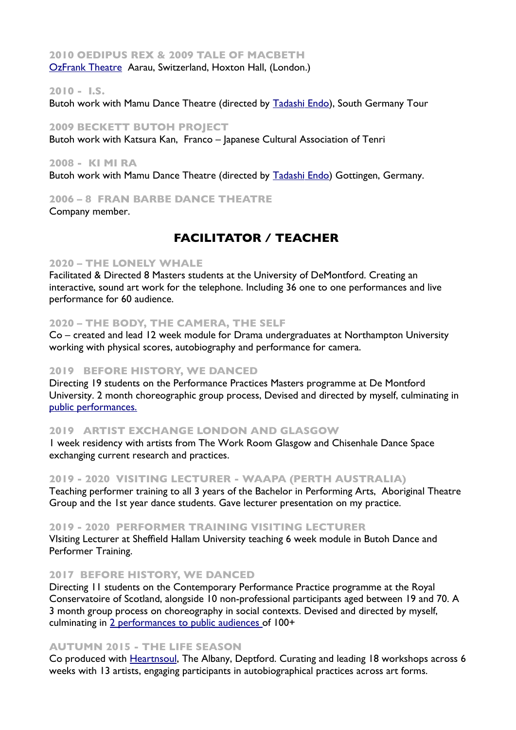#### 2010 OEDIPUS REX & 2009 TALE OF MACBETH

OzFrank Theatre  Aarau, Switzerland, Hoxton Hall, (London.)

#### 2010 - I.S.

Butoh work with Mamu Dance Theatre (directed by Tadashi Endo), South Germany Tour

#### 2009 BECKETT BUTOH PROJECT

Butoh work with Katsura Kan,  Franco – Japanese Cultural Association of Tenri

#### 2008 - KI MI RA

Butoh work with Mamu Dance Theatre (directed by Tadashi Endo) Gottingen, Germany.

#### 2006 – 8  FRAN BARBE DANCE THEATRE

Company member.

## FACILITATOR / TEACHER

#### 2020 – THE LONELY WHALE

Facilitated & Directed 8 Masters students at the University of DeMontford. Creating an interactive, sound art work for the telephone. Including 36 one to one performances and live performance for 60 audience.

#### 2020 – THE BODY, THE CAMERA, THE SELF

Co – created and lead 12 week module for Drama undergraduates at Northampton University working with physical scores, autobiography and performance for camera.

#### 2019 BEFORE HISTORY, WE DANCED

Directing 19 students on the Performance Practices Masters programme at De Montford University. 2 month choreographic group process, Devised and directed by myself, culminating in public performances.

#### 2019 ARTIST EXCHANGE LONDON AND GLASGOW

1 week residency with artists from The Work Room Glasgow and Chisenhale Dance Space exchanging current research and practices.

#### 2019 - 2020 VISITING LECTURER - WAAPA (PERTH AUSTRALIA)

Teaching performer training to all 3 years of the Bachelor in Performing Arts,  Aboriginal Theatre Group and the 1st year dance students. Gave lecturer presentation on my practice.

#### 2019 - 2020 PERFORMER TRAINING VISITING LECTURER

VIsiting Lecturer at Sheffield Hallam University teaching 6 week module in Butoh Dance and Performer Training.

#### 2017 BEFORE HISTORY, WE DANCED

Directing 11 students on the Contemporary Performance Practice programme at the Royal Conservatoire of Scotland, alongside 10 non-professional participants aged between 19 and 70. A 3 month group process on choreography in social contexts. Devised and directed by myself, culminating in 2 performances to public audiences of 100+

#### AUTUMN 2015 - THE LIFE SEASON

Co produced with Heartnsoul, The Albany, Deptford. Curating and leading 18 workshops across 6 weeks with 13 artists, engaging participants in autobiographical practices across art forms.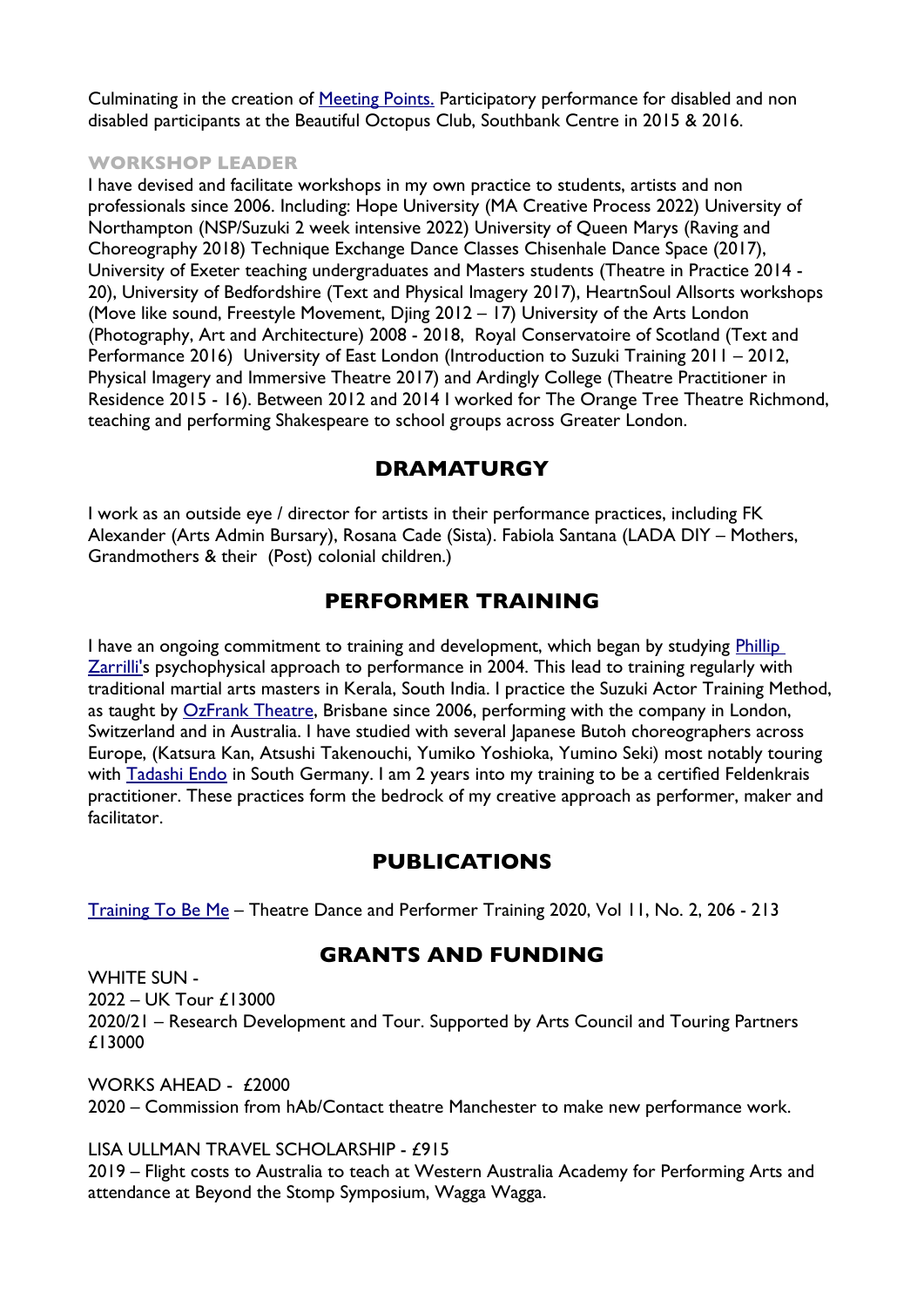Culminating in the creation of [Meeting Points.] Participatory performance for disabled and non disabled participants at the Beautiful Octopus Club, Southbank Centre in 2015 & 2016.

#### WORKSHOP LEADER

I have devised and facilitate workshops in my own practice to students, artists and non professionals since 2006. Including: Hope University (MA Creative Process 2022) University of Northampton (NSP/Suzuki 2 week intensive 2022) University of Queen Marys (Raving and Choreography 2018) Technique Exchange Dance Classes Chisenhale Dance Space (2017), University of Exeter teaching undergraduates and Masters students (Theatre in Practice 2014 - 20), University of Bedfordshire (Text and Physical Imagery 2017), HeartnSoul Allsorts workshops (Move like sound, Freestyle Movement, Djing 2012 – 17) University of the Arts London (Photography, Art and Architecture) 2008 - 2018, Royal Conservatoire of Scotland (Text and Performance 2016) University of East London (Introduction to Suzuki Training 2011 – 2012, Physical Imagery and Immersive Theatre 2017) and Ardingly College (Theatre Practitioner in Residence 2015 - 16). Between 2012 and 2014 I worked for The Orange Tree Theatre Richmond, teaching and performing Shakespeare to school groups across Greater London.

## DRAMATURGY

I work as an outside eye / director for artists in their performance practices, including FK Alexander (Arts Admin Bursary), Rosana Cade (Sista). Fabiola Santana (LADA DIY – Mothers, Grandmothers & their (Post) colonial children.)

## PERFORMER TRAINING

I have an ongoing commitment to training and development, which began by studying Phillip Zarrilli's psychophysical approach to performance in 2004. This lead to training regularly with traditional martial arts masters in Kerala, South India. I practice the Suzuki Actor Training Method, as taught by OzFrank Theatre, Brisbane since 2006, performing with the company in London, Switzerland and in Australia. I have studied with several Japanese Butoh choreographers across Europe, (Katsura Kan, Atsushi Takenouchi, Yumiko Yoshioka, Yumino Seki) most notably touring with Tadashi Endo in South Germany. I am 2 years into my training to be a certified Feldenkrais practitioner. These practices form the bedrock of my creative approach as performer, maker and facilitator.

## PUBLICATIONS

Training To Be Me – Theatre Dance and Performer Training 2020, Vol 11, No. 2, 206 - 213

## GRANTS AND FUNDING

WHITE SUN -
2022 – UK Tour £13000
2020/21 – Research Development and Tour. Supported by Arts Council and Touring Partners £13000

WORKS AHEAD - £2000
2020 – Commission from hAb/Contact theatre Manchester to make new performance work.

LISA ULLMAN TRAVEL SCHOLARSHIP - £915
2019 – Flight costs to Australia to teach at Western Australia Academy for Performing Arts and attendance at Beyond the Stomp Symposium, Wagga Wagga.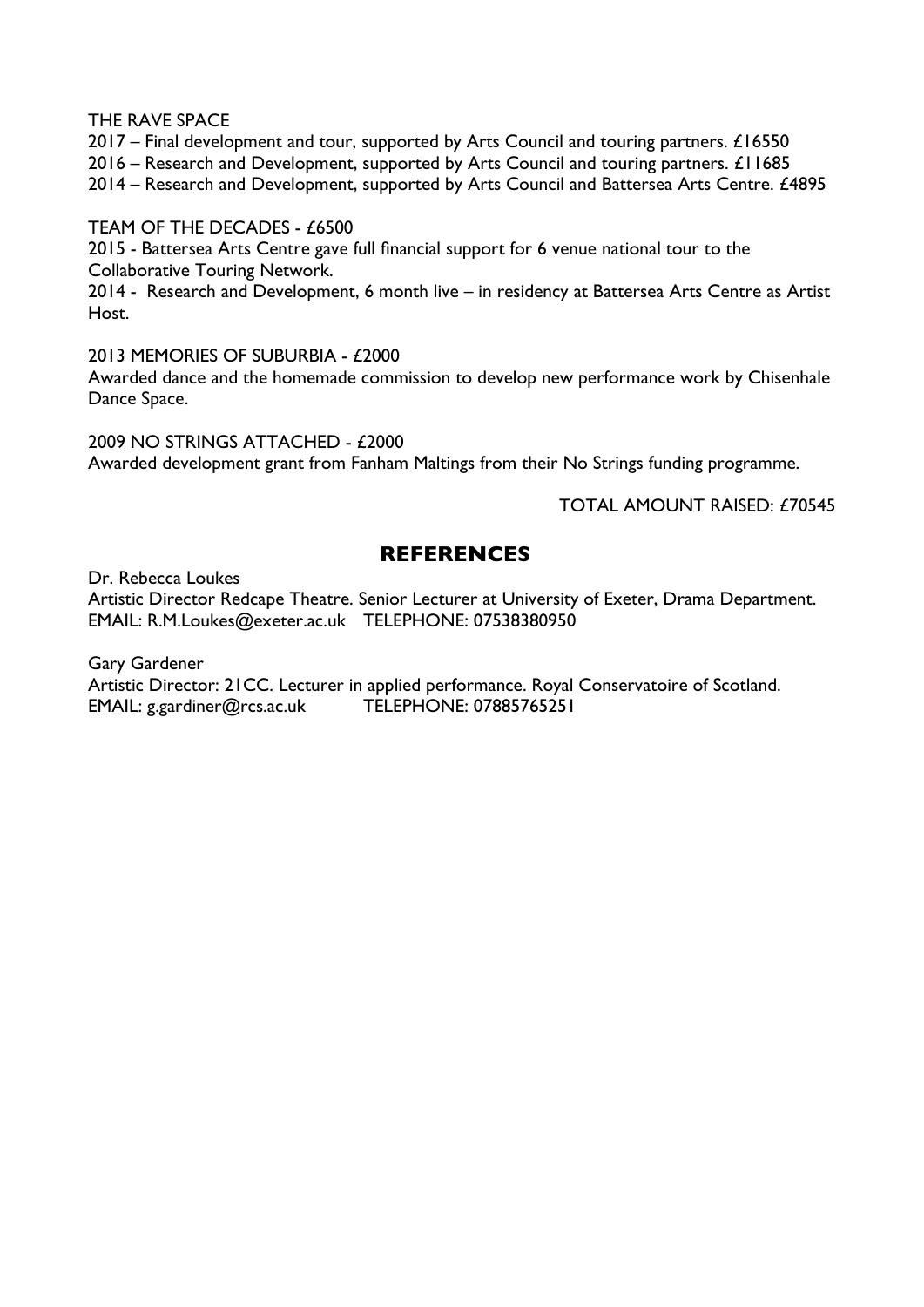THE RAVE SPACE

2017 – Final development and tour, supported by Arts Council and touring partners. £16550
2016 – Research and Development, supported by Arts Council and touring partners. £11685
2014 – Research and Development, supported by Arts Council and Battersea Arts Centre. £4895

TEAM OF THE DECADES - £6500

2015 - Battersea Arts Centre gave full financial support for 6 venue national tour to the Collaborative Touring Network.
2014 - Research and Development, 6 month live – in residency at Battersea Arts Centre as Artist Host.

2013 MEMORIES OF SUBURBIA - £2000

Awarded dance and the homemade commission to develop new performance work by Chisenhale Dance Space.

2009 NO STRINGS ATTACHED - £2000

Awarded development grant from Fanham Maltings from their No Strings funding programme.

TOTAL AMOUNT RAISED: £70545

## REFERENCES

Dr. Rebecca Loukes
Artistic Director Redcape Theatre. Senior Lecturer at University of Exeter, Drama Department.
EMAIL: R.M.Loukes@exeter.ac.uk TELEPHONE: 07538380950

Gary Gardener
Artistic Director: 21CC. Lecturer in applied performance. Royal Conservatoire of Scotland.
EMAIL: g.gardiner@rcs.ac.uk TELEPHONE: 07885765251